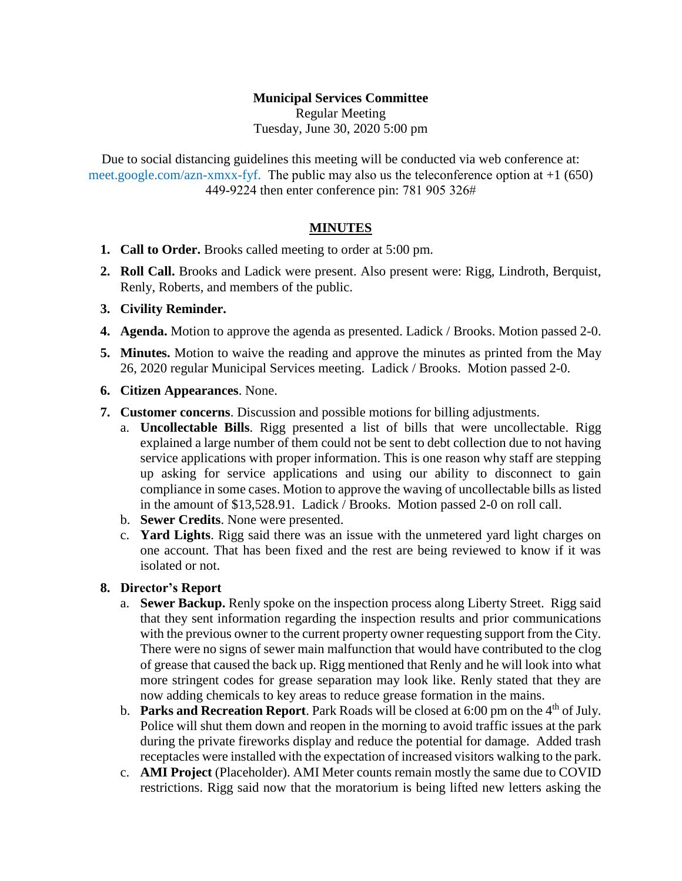**Municipal Services Committee**

Regular Meeting

Tuesday, June 30, 2020 5:00 pm

Due to social distancing guidelines this meeting will be conducted via web conference at: meet.google.com/azn-xmxx-fyf. The public may also us the teleconference option at +1 (650) 449-9224 then enter conference pin: 781 905 326#

## MINUTES

1. **Call to Order.** Brooks called meeting to order at 5:00 pm.
2. **Roll Call.** Brooks and Ladick were present. Also present were: Rigg, Lindroth, Berquist, Renly, Roberts, and members of the public.
3. **Civility Reminder.**
4. **Agenda.** Motion to approve the agenda as presented. Ladick / Brooks. Motion passed 2-0.
5. **Minutes.** Motion to waive the reading and approve the minutes as printed from the May 26, 2020 regular Municipal Services meeting. Ladick / Brooks. Motion passed 2-0.
6. **Citizen Appearances**. None.
7. **Customer concerns**. Discussion and possible motions for billing adjustments.
   a. **Uncollectable Bills**. Rigg presented a list of bills that were uncollectable. Rigg explained a large number of them could not be sent to debt collection due to not having service applications with proper information. This is one reason why staff are stepping up asking for service applications and using our ability to disconnect to gain compliance in some cases. Motion to approve the waving of uncollectable bills as listed in the amount of $13,528.91. Ladick / Brooks. Motion passed 2-0 on roll call.
   b. **Sewer Credits**. None were presented.
   c. **Yard Lights**. Rigg said there was an issue with the unmetered yard light charges on one account. That has been fixed and the rest are being reviewed to know if it was isolated or not.
8. **Director's Report**
   a. **Sewer Backup.** Renly spoke on the inspection process along Liberty Street. Rigg said that they sent information regarding the inspection results and prior communications with the previous owner to the current property owner requesting support from the City. There were no signs of sewer main malfunction that would have contributed to the clog of grease that caused the back up. Rigg mentioned that Renly and he will look into what more stringent codes for grease separation may look like. Renly stated that they are now adding chemicals to key areas to reduce grease formation in the mains.
   b. **Parks and Recreation Report**. Park Roads will be closed at 6:00 pm on the 4th of July. Police will shut them down and reopen in the morning to avoid traffic issues at the park during the private fireworks display and reduce the potential for damage. Added trash receptacles were installed with the expectation of increased visitors walking to the park.
   c. **AMI Project** (Placeholder). AMI Meter counts remain mostly the same due to COVID restrictions. Rigg said now that the moratorium is being lifted new letters asking the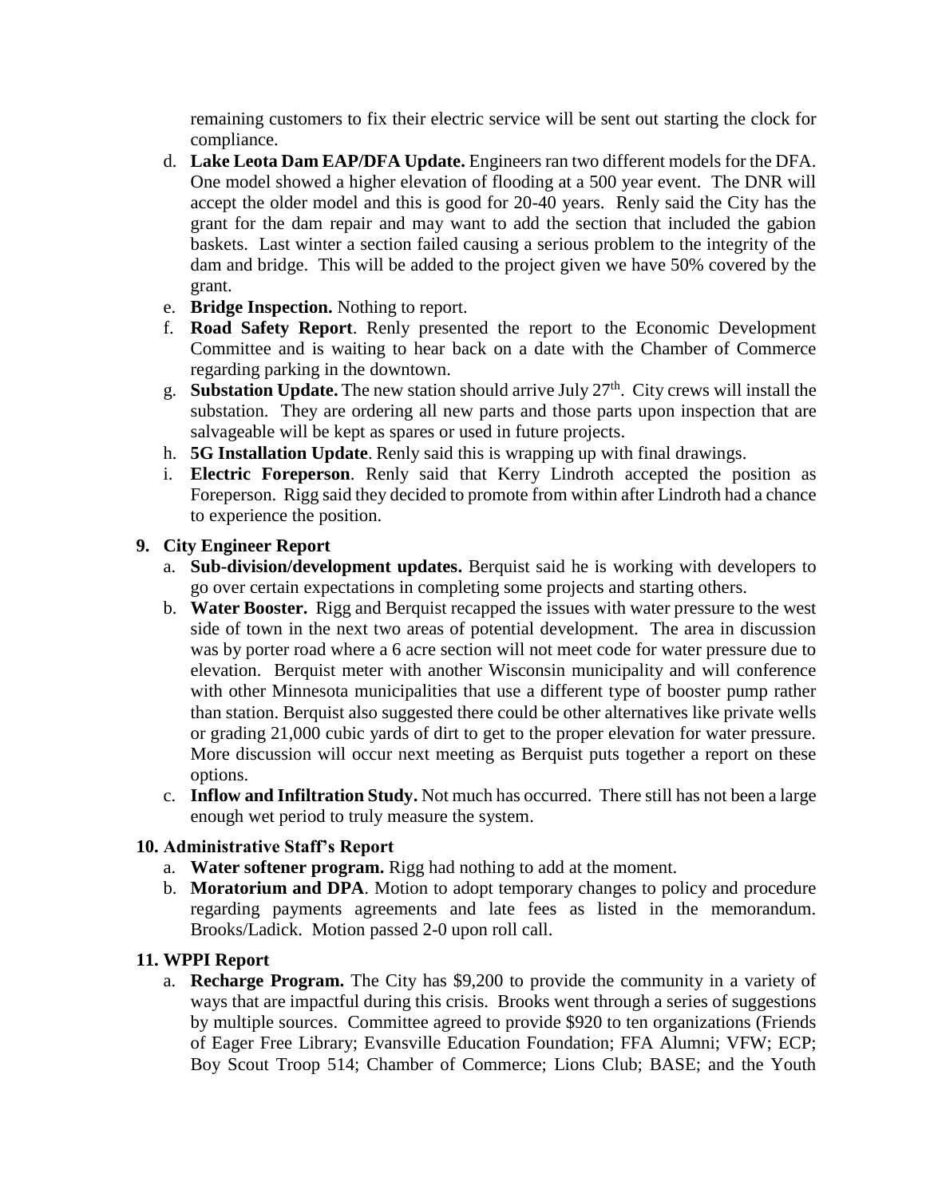remaining customers to fix their electric service will be sent out starting the clock for compliance.

d. **Lake Leota Dam EAP/DFA Update.** Engineers ran two different models for the DFA. One model showed a higher elevation of flooding at a 500 year event. The DNR will accept the older model and this is good for 20-40 years. Renly said the City has the grant for the dam repair and may want to add the section that included the gabion baskets. Last winter a section failed causing a serious problem to the integrity of the dam and bridge. This will be added to the project given we have 50% covered by the grant.
e. **Bridge Inspection.** Nothing to report.
f. **Road Safety Report**. Renly presented the report to the Economic Development Committee and is waiting to hear back on a date with the Chamber of Commerce regarding parking in the downtown.
g. **Substation Update.** The new station should arrive July 27th. City crews will install the substation. They are ordering all new parts and those parts upon inspection that are salvageable will be kept as spares or used in future projects.
h. **5G Installation Update**. Renly said this is wrapping up with final drawings.
i. **Electric Foreperson**. Renly said that Kerry Lindroth accepted the position as Foreperson. Rigg said they decided to promote from within after Lindroth had a chance to experience the position.

## 9. City Engineer Report

a. **Sub-division/development updates.** Berquist said he is working with developers to go over certain expectations in completing some projects and starting others.
b. **Water Booster.** Rigg and Berquist recapped the issues with water pressure to the west side of town in the next two areas of potential development. The area in discussion was by porter road where a 6 acre section will not meet code for water pressure due to elevation. Berquist meter with another Wisconsin municipality and will conference with other Minnesota municipalities that use a different type of booster pump rather than station. Berquist also suggested there could be other alternatives like private wells or grading 21,000 cubic yards of dirt to get to the proper elevation for water pressure. More discussion will occur next meeting as Berquist puts together a report on these options.
c. **Inflow and Infiltration Study.** Not much has occurred. There still has not been a large enough wet period to truly measure the system.

## 10. Administrative Staff's Report

a. **Water softener program.** Rigg had nothing to add at the moment.
b. **Moratorium and DPA**. Motion to adopt temporary changes to policy and procedure regarding payments agreements and late fees as listed in the memorandum. Brooks/Ladick. Motion passed 2-0 upon roll call.

## 11. WPPI Report

a. **Recharge Program.** The City has $9,200 to provide the community in a variety of ways that are impactful during this crisis. Brooks went through a series of suggestions by multiple sources. Committee agreed to provide $920 to ten organizations (Friends of Eager Free Library; Evansville Education Foundation; FFA Alumni; VFW; ECP; Boy Scout Troop 514; Chamber of Commerce; Lions Club; BASE; and the Youth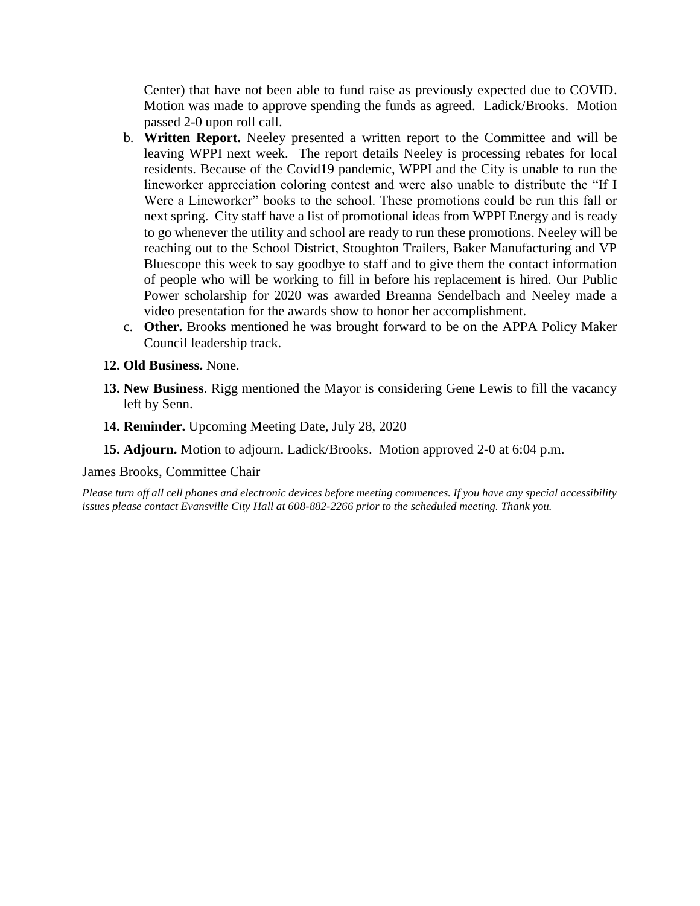Center) that have not been able to fund raise as previously expected due to COVID. Motion was made to approve spending the funds as agreed. Ladick/Brooks. Motion passed 2-0 upon roll call.

b. **Written Report.** Neeley presented a written report to the Committee and will be leaving WPPI next week. The report details Neeley is processing rebates for local residents. Because of the Covid19 pandemic, WPPI and the City is unable to run the lineworker appreciation coloring contest and were also unable to distribute the "If I Were a Lineworker" books to the school. These promotions could be run this fall or next spring. City staff have a list of promotional ideas from WPPI Energy and is ready to go whenever the utility and school are ready to run these promotions. Neeley will be reaching out to the School District, Stoughton Trailers, Baker Manufacturing and VP Bluescope this week to say goodbye to staff and to give them the contact information of people who will be working to fill in before his replacement is hired. Our Public Power scholarship for 2020 was awarded Breanna Sendelbach and Neeley made a video presentation for the awards show to honor her accomplishment.

c. **Other.** Brooks mentioned he was brought forward to be on the APPA Policy Maker Council leadership track.

**12. Old Business.** None.

**13. New Business**. Rigg mentioned the Mayor is considering Gene Lewis to fill the vacancy left by Senn.

**14. Reminder.** Upcoming Meeting Date, July 28, 2020

**15. Adjourn.** Motion to adjourn. Ladick/Brooks. Motion approved 2-0 at 6:04 p.m.

James Brooks, Committee Chair

*Please turn off all cell phones and electronic devices before meeting commences. If you have any special accessibility issues please contact Evansville City Hall at 608-882-2266 prior to the scheduled meeting. Thank you.*